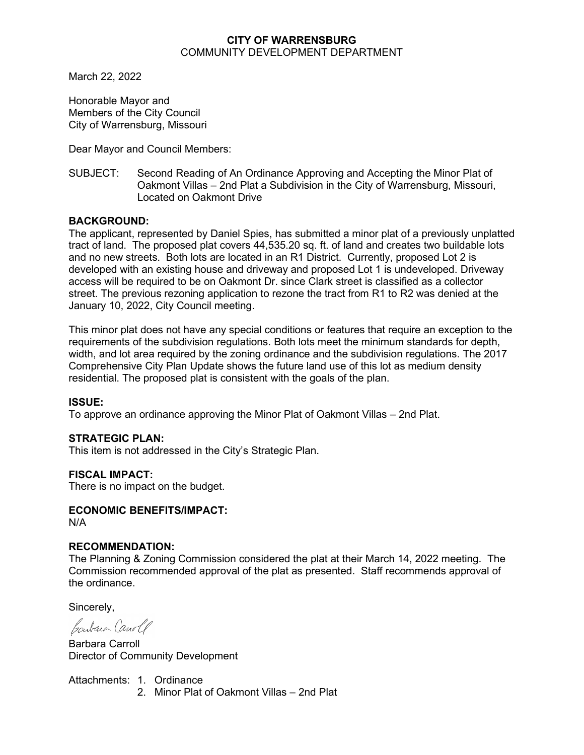**CITY OF WARRENSBURG**
COMMUNITY DEVELOPMENT DEPARTMENT

March 22, 2022

Honorable Mayor and
Members of the City Council
City of Warrensburg, Missouri

Dear Mayor and Council Members:

SUBJECT: Second Reading of An Ordinance Approving and Accepting the Minor Plat of Oakmont Villas – 2nd Plat a Subdivision in the City of Warrensburg, Missouri, Located on Oakmont Drive

**BACKGROUND:**
The applicant, represented by Daniel Spies, has submitted a minor plat of a previously unplatted tract of land. The proposed plat covers 44,535.20 sq. ft. of land and creates two buildable lots and no new streets. Both lots are located in an R1 District. Currently, proposed Lot 2 is developed with an existing house and driveway and proposed Lot 1 is undeveloped. Driveway access will be required to be on Oakmont Dr. since Clark street is classified as a collector street. The previous rezoning application to rezone the tract from R1 to R2 was denied at the January 10, 2022, City Council meeting.

This minor plat does not have any special conditions or features that require an exception to the requirements of the subdivision regulations. Both lots meet the minimum standards for depth, width, and lot area required by the zoning ordinance and the subdivision regulations. The 2017 Comprehensive City Plan Update shows the future land use of this lot as medium density residential. The proposed plat is consistent with the goals of the plan.

**ISSUE:**
To approve an ordinance approving the Minor Plat of Oakmont Villas – 2nd Plat.

**STRATEGIC PLAN:**
This item is not addressed in the City's Strategic Plan.

**FISCAL IMPACT:**
There is no impact on the budget.

**ECONOMIC BENEFITS/IMPACT:**
N/A

**RECOMMENDATION:**
The Planning & Zoning Commission considered the plat at their March 14, 2022 meeting. The Commission recommended approval of the plat as presented. Staff recommends approval of the ordinance.

Sincerely,

Barbara Carroll
Director of Community Development

Attachments:
1. Ordinance
2. Minor Plat of Oakmont Villas – 2nd Plat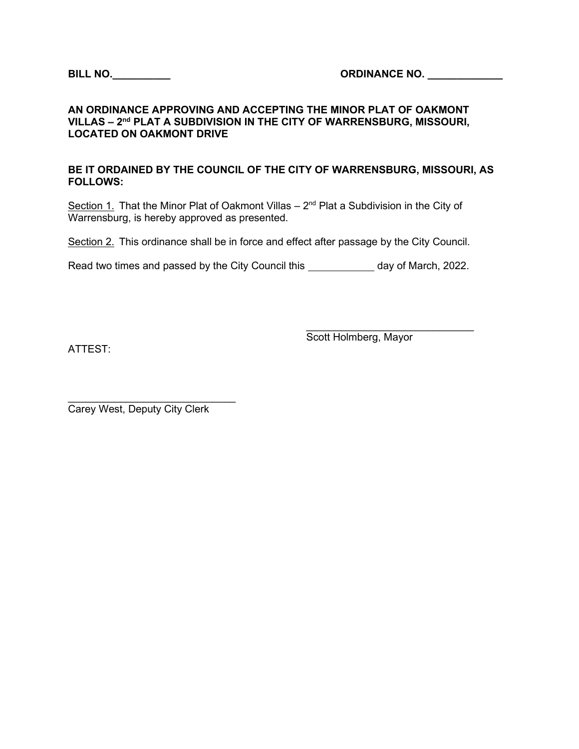**BILL NO.__________** **ORDINANCE NO. _____________**

**AN ORDINANCE APPROVING AND ACCEPTING THE MINOR PLAT OF OAKMONT VILLAS – 2nd PLAT A SUBDIVISION IN THE CITY OF WARRENSBURG, MISSOURI, LOCATED ON OAKMONT DRIVE**

**BE IT ORDAINED BY THE COUNCIL OF THE CITY OF WARRENSBURG, MISSOURI, AS FOLLOWS:**

Section 1. That the Minor Plat of Oakmont Villas – 2nd Plat a Subdivision in the City of Warrensburg, is hereby approved as presented.

Section 2. This ordinance shall be in force and effect after passage by the City Council.

Read two times and passed by the City Council this ____________ day of March, 2022.

______________________________
Scott Holmberg, Mayor

ATTEST:

______________________________
Carey West, Deputy City Clerk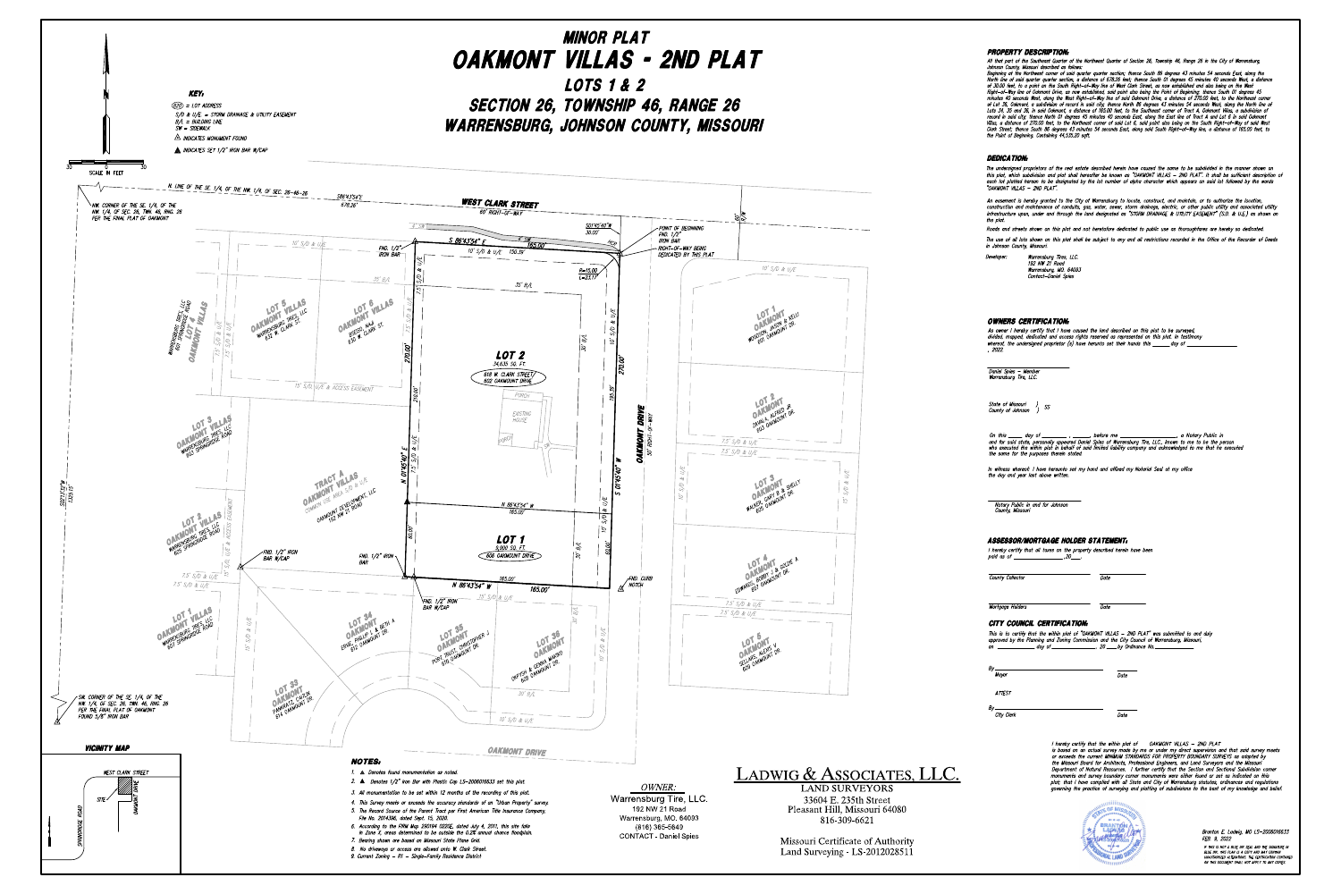# MINOR PLAT

# OAKMONT VILLAS - 2ND PLAT

## LOTS 1 & 2

## SECTION 26, TOWNSHIP 46, RANGE 26

## WARRENSBURG, JOHNSON COUNTY, MISSOURI

**KEY:**

(610) = LOT ADDRESS

S/D & U/E = STORM DRAINAGE & UTILITY EASEMENT

B/L = BUILDING LINE

SW = SIDEWALK

△ INDICATES MONUMENT FOUND

▲ INDICATES SET 1/2" IRON BAR W/CAP

SCALE IN FEET

30 0 30

N. LINE OF THE SE. 1/4 OF THE NW. 1/4 OF SEC. 26-46-26

S86°43'54"E 678.26'

NW. CORNER OF THE SE. 1/4, OF THE NW. 1/4 OF SEC. 26, TWN. 46, RNG. 26 PER THE FINAL PLAT OF OAKMONT

WEST CLARK STREET 60' RIGHT-OF-WAY

S01°45'40"W 30.00'

POINT OF BEGINNING FND. 1/2" IRON BAR

RIGHT-OF-WAY BEING DEDICATED BY THIS PLAT

S 86°43'54" E 165.00'

10' S/D & U/E 150.38'

FND. 1/2" IRON BAR

R=15.00 L=23.17

LOT 2
34,835 SQ. FT.
618 W. CLARK STREET / 602 OAKMOUNT DRIVE

PORCH

EXISTING HOUSE

270.00'

N 01°45'40" E

S 01°45'40" W

N 86°43'54" W 165.00'

LOT 1
9,900 SQ. FT.
606 OAKMOUNT DRIVE

N 86°43'54" W 165.00'

60.00'

FND. 1/2" IRON BAR W/CAP

FND. 1/2" IRON BAR

FND. CURB NOTCH

OAKMONT DRIVE 50' RIGHT-OF-WAY

LOT 5 OAKMONT VILLAS WARRENSBURG TIRES, LLC 632 W. CLARK ST.

LOT 6 OAKMONT VILLAS SCHEDEL, NINA 630 W. CLARK ST.

LOT 4 OAKMONT VILLAS WARRENSBURG TIRES, LLC 617 SPRINGRIDGE ROAD

LOT 3 OAKMONT VILLAS WARRENSBURG TIRES, LLC 613 SPRINGRIDGE ROAD

TRACT A OAKMONT VILLAS COMMON USE AREA S/D & U/E OAKMONT DEVELOPMENT, LLC 192 NW 21 ROAD

LOT 2 OAKMONT VILLAS WARRENSBURG TIRES, LLC 605 SPRINGRIDGE ROAD

LOT 1 OAKMONT VILLAS WARRENSBURG TIRES, LLC 601 SPRINGRIDGE ROAD

LOT 1 OAKMONT WOODSON, JASON R. KELLI 601 OAKMONT DR.

LOT 2 OAKMONT DANIELS, ALFRED JR. 603 OAKMONT DR.

LOT 3 OAKMONT WALKER, GARY B & SHELLY 605 OAKMONT DR.

LOT 4 OAKMONT EDWARDS, ROBERT J & SOLDIE A 607 OAKMONT DR.

LOT 5 OAKMONT SELLERS, ALICIA M. 609 OAKMONT DR.

LOT 33 OAKMONT PANKAU, T. LATCH 614 OAKMONT DR.

LOT 34 OAKMONT ESTES, PHILLIP L & BETH A 612 OAKMONT DR.

LOT 35 OAKMONT POST TRUST, CHRISTOPHER J 610 OAKMONT DR.

LOT 36 OAKMONT GRIFFISH & GENNA MARSKI 608 OAKMONT DR.

OAKMONT DRIVE

S02°12'21"W 1335.13'

SW. CORNER OF THE SE. 1/4, OF THE NW. 1/4 OF SEC. 26, TWN. 46, RNG. 26 PER THE FINAL PLAT OF OAKMONT FOUND 5/8" IRON BAR

**VICINITY MAP**

WEST CLARK STREET

SITE

SPRINGRIDGE ROAD

OAKMONT DRIVE

**NOTES:**

1. △ Denotes found monumentation as noted.
2. ▲ Denotes 1/2" Iron Bar with Plastic Cap LS-2006016633 set this plat.
3. All monumentation to be set within 12 months of the recording of this plat.
4. This Survey meets or exceeds the accuracy standards of an "Urban Property" survey.
5. The Record Source of the Parent Tract per First American Title Insurance Company, File No. 2014346, dated Sept. 15, 2020.
6. According to the FIRM Map 29101C 0229E, dated July 4, 2011, this site falls in Zone X, areas determined to be outside the 0.2% annual chance floodplain.
7. Bearing shown are based on Missouri State Plane Grid.
8. No driveways or access are allowed onto W. Clark Street.
9. Current Zoning – R1 – Single-Family Residence District

*OWNER:*
Warrensburg Tire, LLC.
192 NW 21 Road
Warrensburg, MO. 64093
(816) 365-6649
CONTACT - Daniel Spies

LADWIG & ASSOCIATES, LLC.
LAND SURVEYORS
33604 E. 235th Street
Pleasant Hill, Missouri 64080
816-309-6621

Missouri Certificate of Authority
Land Surveying - LS-2012028511

### PROPERTY DESCRIPTION:

All that part of the Southeast Quarter of the Northwest Quarter of Section 26, Township 46, Range 26 in the City of Warrensburg, Johnson County, Missouri described as follows:
Beginning at the Northwest corner of said quarter quarter section; thence South 86 degrees 43 minutes 54 seconds East, along the North line of said quarter quarter section, a distance of 678.26 feet; thence South 01 degrees 45 minutes 40 seconds West, a distance of 30.00 feet, to a point on the South Right-of-Way line of West Clark Street, as now established and also being on the West Right-of-Way line of Oakmont Drive, as now established, said point also being the Point of Beginning; thence South 01 degrees 45 minutes 40 seconds West, along the West Right-of-Way line of said Oakmont Drive, a distance of 270.00 feet, to the Northeast corner of Lot 35, Oakmont, a subdivision of record in said city; thence North 86 degrees 43 minutes 54 seconds West, along the North line of Lots 34, 35 and 36, in said Oakmont, a distance of 165.00 feet, to the Southeast corner of Tract A, Oakmont Villas, a subdivision of record in said city; thence North 01 degrees 45 minutes 40 seconds East, along the East line of Tract A and Lot 6 in said Oakmont Villas, a distance of 270.00 feet, to the Northeast corner of said Lot 6, said point also being on the South Right-of-Way of said West Clark Street; thence South 86 degrees 43 minutes 54 seconds East, along said South Right-of-Way line, a distance of 165.00 feet, to the Point of Beginning. Containing 44,535.29 sqft.

### DEDICATION:

The undersigned proprietors of the real estate described herein have caused the same to be subdivided in the manner shown on this plat, which subdivision and plat shall hereafter be known as "OAKMONT VILLAS – 2ND PLAT". It shall be sufficient description of each lot platted hereon to be designated by the lot number of alpha character which appears on said lot followed by the words "OAKMONT VILLAS – 2ND PLAT".

An easement is hereby granted to the City of Warrensburg to locate, construct, and maintain, or to authorize the location, construction and maintenance of conduits, gas, water, sewer, storm drainage, electric, or other public utility and associated utility infrastructure upon, under and through the land designated as "STORM DRAINAGE & UTILITY EASEMENT" (S/D & U/E) as shown on this plat.

Roads and streets shown on this plat and not heretofore dedicated to public use as thoroughfares are hereby so dedicated.

The use of all lots shown on this plat shall be subject to any and all restrictions recorded in the Office of the Recorder of Deeds in Johnson County, Missouri.

Developer: Warrensburg Tires, LLC.
192 NW 21 Road
Warrensburg, MO. 64093
Contact–Daniel Spies

### OWNERS CERTIFICATION:

As owner I hereby certify that I have caused the land described on this plat to be surveyed, divided, mapped, dedicated and access rights reserved as represented on this plat. In testimony whereof, the undersigned proprietor (s) have hereunto set their hands this ______ day of ______________, 2022.

______________________
Daniel Spies – Member
Warrensburg Tire, LLC.

State of Missouri )
County of Johnson ) SS

On this _____ day of __________, ______, before me ______________________, a Notary Public in and for said state, personally appeared Daniel Spies of Warrensburg Tire, LLC., known to me to be the person who executed the within plat in behalf of said limited liability company and acknowledged to me that he executed the same for the purposes therein stated.

In witness whereof: I have hereunto set my hand and affixed my Notarial Seal at my office the day and year last above written.

______________________
Notary Public in and for Johnson County, Missouri

### ASSESSOR/MORTGAGE HOLDER STATEMENT:

I hereby certify that all taxes on the property described herein have been paid as of ______________, 20___.

______________________ ________
County Collector Date

______________________ ________
Mortgage Holders Date

### CITY COUNCIL CERTIFICATION:

This is to certify that the within plat of "OAKMONT VILLAS – 2ND PLAT" was submitted to and duly approved by the Planning and Zoning Commission and the City Council of Warrensburg, Missouri, on ______ day of ______________, 20___ by Ordinance No. ______________.

By ______________________ ________
Mayor Date

ATTEST

By ______________________ ________
City Clerk Date

I hereby certify that the within plat of OAKMONT VILLAS – 2ND PLAT is based on an actual survey made by me or under my direct supervision and that said survey meets or exceeds the current MINIMUM STANDARDS FOR PROPERTY BOUNDARY SURVEYS as adopted by the Missouri Board for Architects, Professional Engineers, and Land Surveyors and the Missouri Department of Natural Resources. I further certify that the Section and Sectional Subdivision corner monuments and survey boundary corner monuments were either found or set as indicated on this plat; that I have complied with all State and City of Warrensburg statutes, ordinances and regulations governing the practice of surveying and platting of subdivisions to the best of my knowledge and belief.

Brenton E. Ladwig, MO LS-2006016633
FEB 3, 2022

IF THIS IS NOT A BLUE INK SEAL AND THE SIGNATURE IN BLUE INK, THIS PLAT IS A COPY AND NOT CERTIFIED. UNAUTHORIZED ALTERATIONS. THE CERTIFICATION CONTAINED ON THIS DOCUMENT SHALL NOT APPLY TO ANY COPIES.